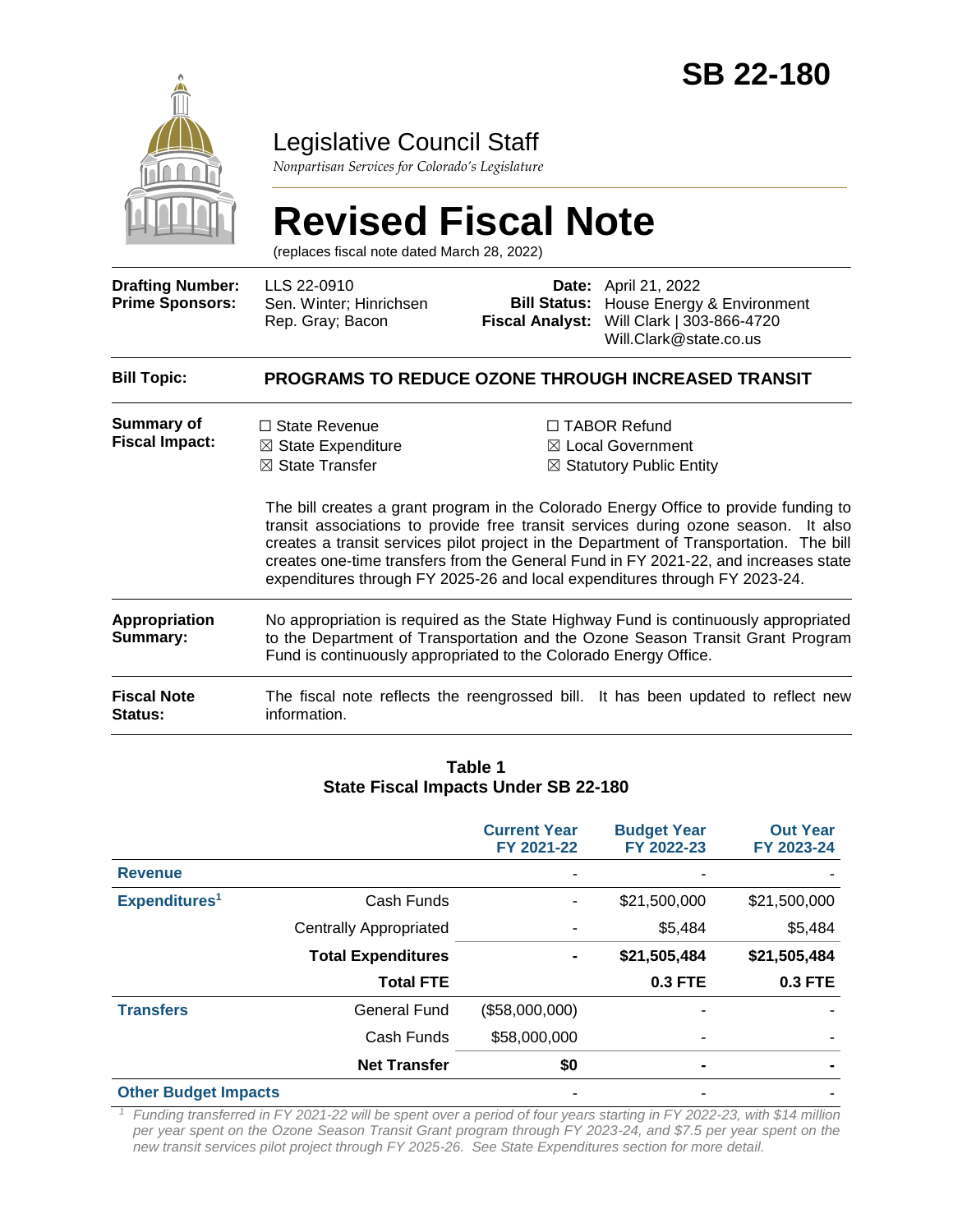# SB 22-180

## Legislative Council Staff

*Nonpartisan Services for Colorado's Legislature*

# Revised Fiscal Note

(replaces fiscal note dated March 28, 2022)

| | | | |
|---|---|---|---|
| **Drafting Number:** | LLS 22-0910 | **Date:** | April 21, 2022 |
| **Prime Sponsors:** | Sen. Winter; Hinrichsen<br>Rep. Gray; Bacon | **Bill Status:** | House Energy & Environment |
| | | **Fiscal Analyst:** | Will Clark \| 303-866-4720<br>Will.Clark@state.co.us |

**Bill Topic:** **PROGRAMS TO REDUCE OZONE THROUGH INCREASED TRANSIT**

**Summary of Fiscal Impact:**

☐ State Revenue
☒ State Expenditure
☒ State Transfer
☐ TABOR Refund
☒ Local Government
☒ Statutory Public Entity

The bill creates a grant program in the Colorado Energy Office to provide funding to transit associations to provide free transit services during ozone season. It also creates a transit services pilot project in the Department of Transportation. The bill creates one-time transfers from the General Fund in FY 2021-22, and increases state expenditures through FY 2025-26 and local expenditures through FY 2023-24.

**Appropriation Summary:** No appropriation is required as the State Highway Fund is continuously appropriated to the Department of Transportation and the Ozone Season Transit Grant Program Fund is continuously appropriated to the Colorado Energy Office.

**Fiscal Note Status:** The fiscal note reflects the reengrossed bill. It has been updated to reflect new information.

**Table 1**
**State Fiscal Impacts Under SB 22-180**

| | | Current Year FY 2021-22 | Budget Year FY 2022-23 | Out Year FY 2023-24 |
|---|---|---|---|---|
| **Revenue** | | - | - | - |
| **Expenditures**[1] | Cash Funds | - | $21,500,000 | $21,500,000 |
| | Centrally Appropriated | - | $5,484 | $5,484 |
| | **Total Expenditures** | **-** | **$21,505,484** | **$21,505,484** |
| | **Total FTE** | | **0.3 FTE** | **0.3 FTE** |
| **Transfers** | General Fund | ($58,000,000) | - | - |
| | Cash Funds | $58,000,000 | - | - |
| | **Net Transfer** | **$0** | **-** | **-** |
| **Other Budget Impacts** | | - | - | - |

[1] *Funding transferred in FY 2021-22 will be spent over a period of four years starting in FY 2022-23, with $14 million per year spent on the Ozone Season Transit Grant program through FY 2023-24, and $7.5 per year spent on the new transit services pilot project through FY 2025-26. See State Expenditures section for more detail.*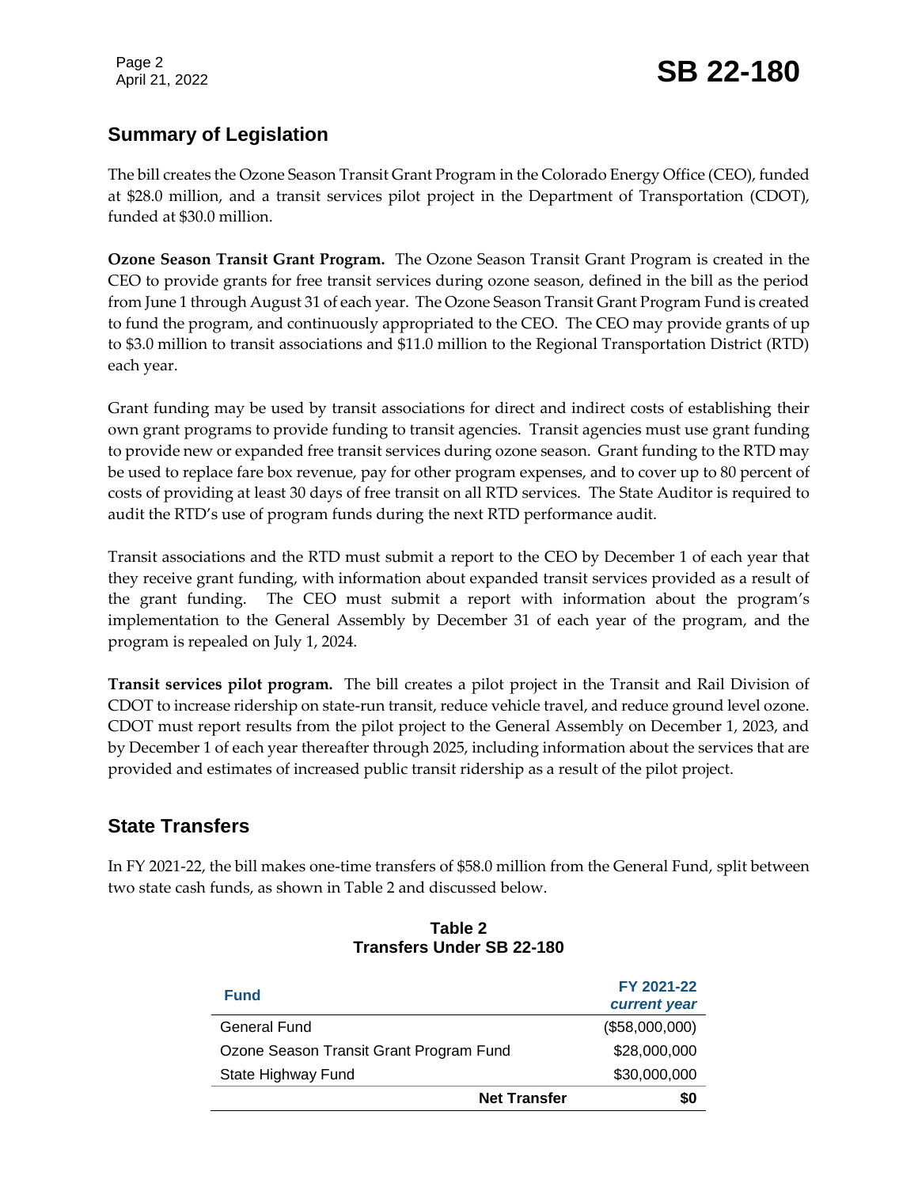## Summary of Legislation

The bill creates the Ozone Season Transit Grant Program in the Colorado Energy Office (CEO), funded at $28.0 million, and a transit services pilot project in the Department of Transportation (CDOT), funded at $30.0 million.

**Ozone Season Transit Grant Program.** The Ozone Season Transit Grant Program is created in the CEO to provide grants for free transit services during ozone season, defined in the bill as the period from June 1 through August 31 of each year. The Ozone Season Transit Grant Program Fund is created to fund the program, and continuously appropriated to the CEO. The CEO may provide grants of up to $3.0 million to transit associations and $11.0 million to the Regional Transportation District (RTD) each year.

Grant funding may be used by transit associations for direct and indirect costs of establishing their own grant programs to provide funding to transit agencies. Transit agencies must use grant funding to provide new or expanded free transit services during ozone season. Grant funding to the RTD may be used to replace fare box revenue, pay for other program expenses, and to cover up to 80 percent of costs of providing at least 30 days of free transit on all RTD services. The State Auditor is required to audit the RTD's use of program funds during the next RTD performance audit.

Transit associations and the RTD must submit a report to the CEO by December 1 of each year that they receive grant funding, with information about expanded transit services provided as a result of the grant funding. The CEO must submit a report with information about the program's implementation to the General Assembly by December 31 of each year of the program, and the program is repealed on July 1, 2024.

**Transit services pilot program.** The bill creates a pilot project in the Transit and Rail Division of CDOT to increase ridership on state-run transit, reduce vehicle travel, and reduce ground level ozone. CDOT must report results from the pilot project to the General Assembly on December 1, 2023, and by December 1 of each year thereafter through 2025, including information about the services that are provided and estimates of increased public transit ridership as a result of the pilot project.

## State Transfers

In FY 2021-22, the bill makes one-time transfers of $58.0 million from the General Fund, split between two state cash funds, as shown in Table 2 and discussed below.

**Table 2**
**Transfers Under SB 22-180**

| Fund | FY 2021-22 *current year* |
|---|---|
| General Fund | ($58,000,000) |
| Ozone Season Transit Grant Program Fund | $28,000,000 |
| State Highway Fund | $30,000,000 |
| **Net Transfer** | **$0** |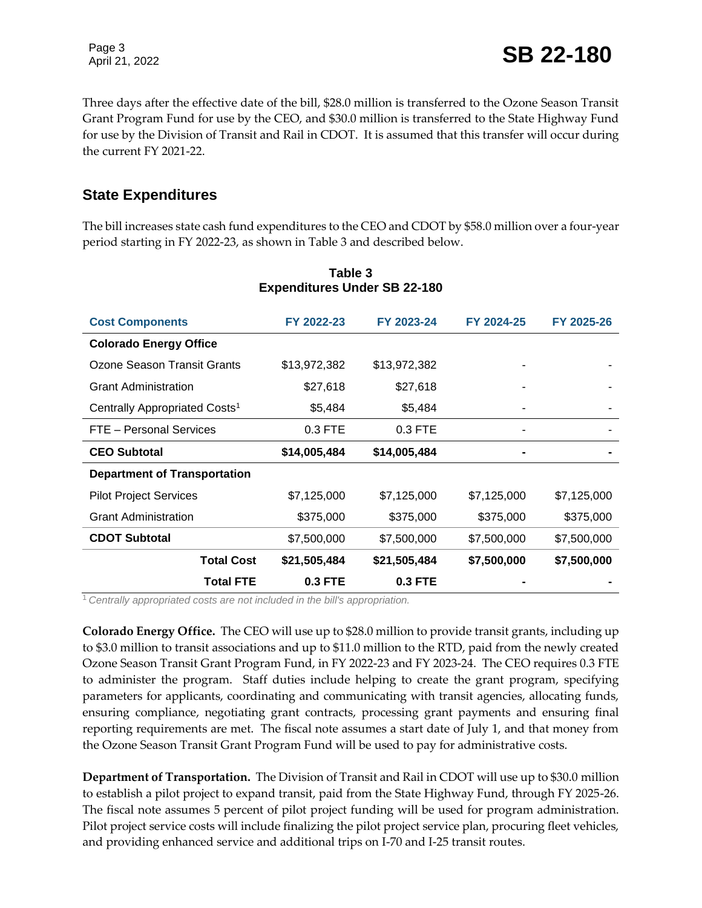Three days after the effective date of the bill, $28.0 million is transferred to the Ozone Season Transit Grant Program Fund for use by the CEO, and $30.0 million is transferred to the State Highway Fund for use by the Division of Transit and Rail in CDOT. It is assumed that this transfer will occur during the current FY 2021-22.

## State Expenditures

The bill increases state cash fund expenditures to the CEO and CDOT by $58.0 million over a four-year period starting in FY 2022-23, as shown in Table 3 and described below.

**Table 3**
**Expenditures Under SB 22-180**

| Cost Components | FY 2022-23 | FY 2023-24 | FY 2024-25 | FY 2025-26 |
|---|---|---|---|---|
| **Colorado Energy Office** | | | | |
| Ozone Season Transit Grants | $13,972,382 | $13,972,382 | - | - |
| Grant Administration | $27,618 | $27,618 | - | - |
| Centrally Appropriated Costs[1] | $5,484 | $5,484 | - | - |
| FTE – Personal Services | 0.3 FTE | 0.3 FTE | - | - |
| **CEO Subtotal** | **$14,005,484** | **$14,005,484** | **-** | **-** |
| **Department of Transportation** | | | | |
| Pilot Project Services | $7,125,000 | $7,125,000 | $7,125,000 | $7,125,000 |
| Grant Administration | $375,000 | $375,000 | $375,000 | $375,000 |
| **CDOT Subtotal** | $7,500,000 | $7,500,000 | $7,500,000 | $7,500,000 |
| **Total Cost** | **$21,505,484** | **$21,505,484** | **$7,500,000** | **$7,500,000** |
| **Total FTE** | **0.3 FTE** | **0.3 FTE** | **-** | **-** |

[1] *Centrally appropriated costs are not included in the bill's appropriation.*

**Colorado Energy Office.** The CEO will use up to $28.0 million to provide transit grants, including up to $3.0 million to transit associations and up to $11.0 million to the RTD, paid from the newly created Ozone Season Transit Grant Program Fund, in FY 2022-23 and FY 2023-24. The CEO requires 0.3 FTE to administer the program. Staff duties include helping to create the grant program, specifying parameters for applicants, coordinating and communicating with transit agencies, allocating funds, ensuring compliance, negotiating grant contracts, processing grant payments and ensuring final reporting requirements are met. The fiscal note assumes a start date of July 1, and that money from the Ozone Season Transit Grant Program Fund will be used to pay for administrative costs.

**Department of Transportation.** The Division of Transit and Rail in CDOT will use up to $30.0 million to establish a pilot project to expand transit, paid from the State Highway Fund, through FY 2025-26. The fiscal note assumes 5 percent of pilot project funding will be used for program administration. Pilot project service costs will include finalizing the pilot project service plan, procuring fleet vehicles, and providing enhanced service and additional trips on I-70 and I-25 transit routes.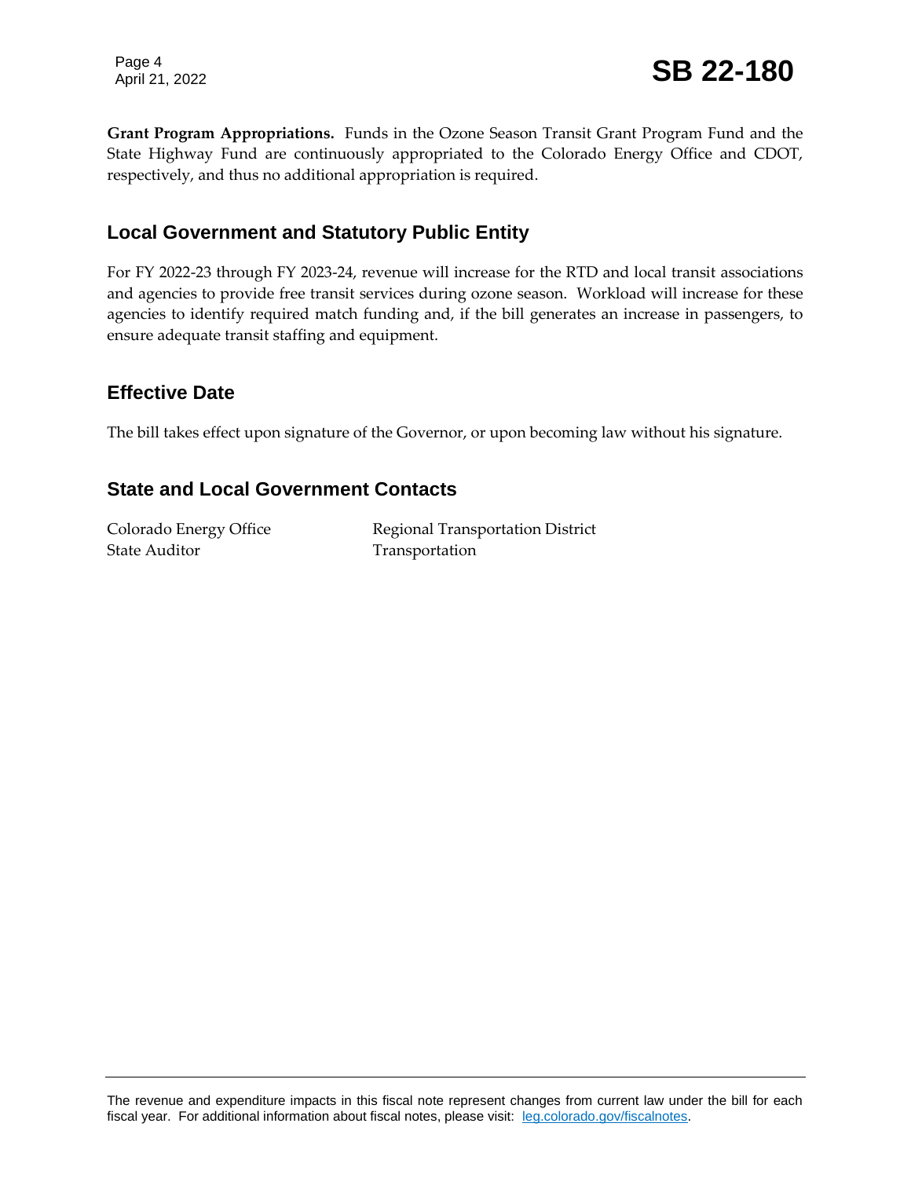**Grant Program Appropriations.** Funds in the Ozone Season Transit Grant Program Fund and the State Highway Fund are continuously appropriated to the Colorado Energy Office and CDOT, respectively, and thus no additional appropriation is required.

## Local Government and Statutory Public Entity

For FY 2022-23 through FY 2023-24, revenue will increase for the RTD and local transit associations and agencies to provide free transit services during ozone season. Workload will increase for these agencies to identify required match funding and, if the bill generates an increase in passengers, to ensure adequate transit staffing and equipment.

## Effective Date

The bill takes effect upon signature of the Governor, or upon becoming law without his signature.

## State and Local Government Contacts

| | |
|---|---|
| Colorado Energy Office | Regional Transportation District |
| State Auditor | Transportation |

The revenue and expenditure impacts in this fiscal note represent changes from current law under the bill for each fiscal year. For additional information about fiscal notes, please visit: leg.colorado.gov/fiscalnotes.